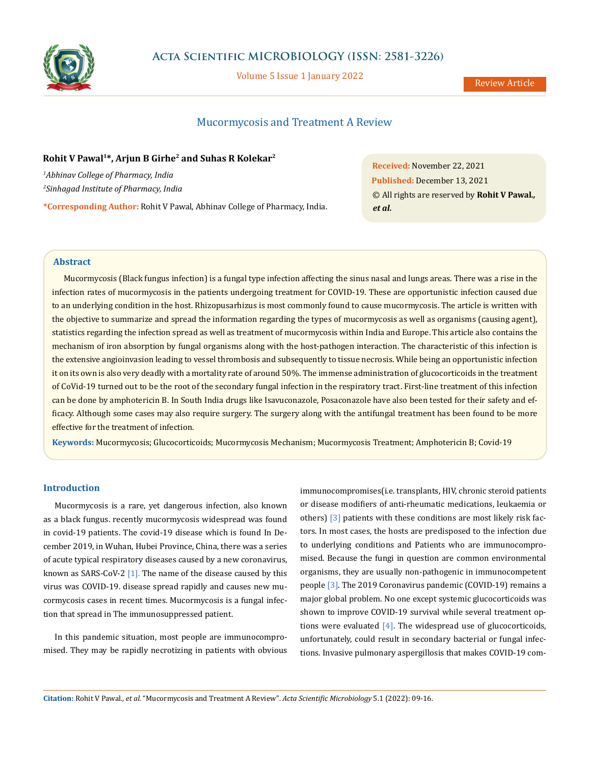Review Article

# Mucormycosis and Treatment A Review

**Rohit V Pawal[1]*, Arjun B Girhe[2] and Suhas R Kolekar[2]**

*[1]Abhinav College of Pharmacy, India*

*[2]Sinhagad Institute of Pharmacy, India*

**\*Corresponding Author:** Rohit V Pawal, Abhinav College of Pharmacy, India.

**Received:** November 22, 2021
**Published:** December 13, 2021
© All rights are reserved by **Rohit V Pawal*, et al.***

## Abstract

Mucormycosis (Black fungus infection) is a fungal type infection affecting the sinus nasal and lungs areas. There was a rise in the infection rates of mucormycosis in the patients undergoing treatment for COVID-19. These are opportunistic infection caused due to an underlying condition in the host. Rhizopusarhizus is most commonly found to cause mucormycosis. The article is written with the objective to summarize and spread the information regarding the types of mucormycosis as well as organisms (causing agent), statistics regarding the infection spread as well as treatment of mucormycosis within India and Europe. This article also contains the mechanism of iron absorption by fungal organisms along with the host-pathogen interaction. The characteristic of this infection is the extensive angioinvasion leading to vessel thrombosis and subsequently to tissue necrosis. While being an opportunistic infection it on its own is also very deadly with a mortality rate of around 50%. The immense administration of glucocorticoids in the treatment of CoVid-19 turned out to be the root of the secondary fungal infection in the respiratory tract. First-line treatment of this infection can be done by amphotericin B. In South India drugs like Isavuconazole, Posaconazole have also been tested for their safety and efficacy. Although some cases may also require surgery. The surgery along with the antifungal treatment has been found to be more effective for the treatment of infection.

**Keywords:** Mucormycosis; Glucocorticoids; Mucormycosis Mechanism; Mucormycosis Treatment; Amphotericin B; Covid-19

## Introduction

Mucormycosis is a rare, yet dangerous infection, also known as a black fungus. recently mucormycosis widespread was found in covid-19 patients. The covid-19 disease which is found In December 2019, in Wuhan, Hubei Province, China, there was a series of acute typical respiratory diseases caused by a new coronavirus, known as SARS-CoV-2 [1]. The name of the disease caused by this virus was COVID-19. disease spread rapidly and causes new mucormycosis cases in recent times. Mucormycosis is a fungal infection that spread in The immunosuppressed patient.

In this pandemic situation, most people are immunocompromised. They may be rapidly necrotizing in patients with obvious immunocompromises(i.e. transplants, HIV, chronic steroid patients or disease modifiers of anti-rheumatic medications, leukaemia or others) [3] patients with these conditions are most likely risk factors. In most cases, the hosts are predisposed to the infection due to underlying conditions and Patients who are immunocompromised. Because the fungi in question are common environmental organisms, they are usually non-pathogenic in immunocompetent people [3]. The 2019 Coronavirus pandemic (COVID-19) remains a major global problem. No one except systemic glucocorticoids was shown to improve COVID-19 survival while several treatment options were evaluated [4]. The widespread use of glucocorticoids, unfortunately, could result in secondary bacterial or fungal infections. Invasive pulmonary aspergillosis that makes COVID-19 com-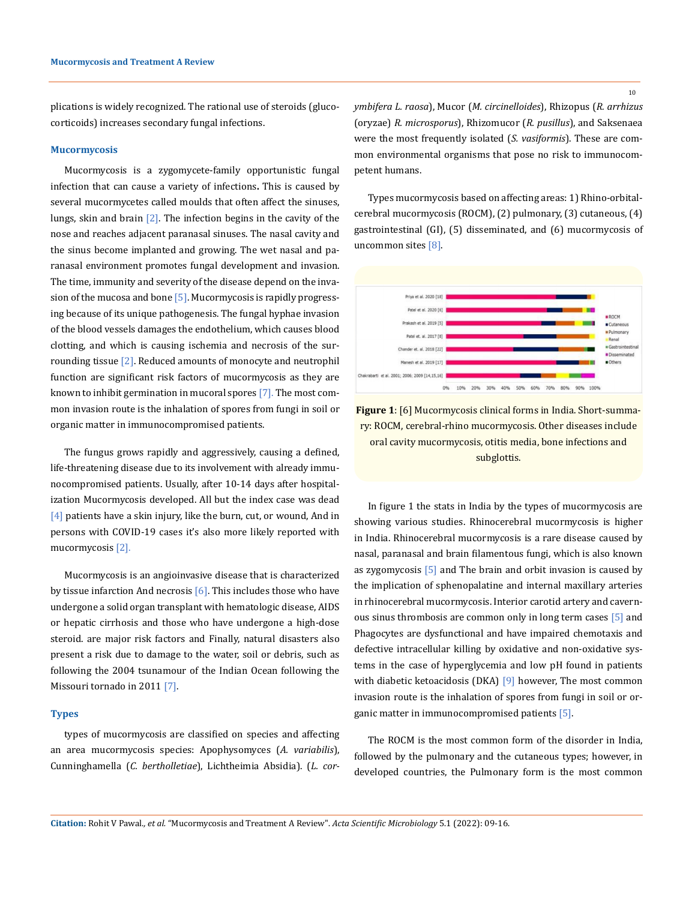plications is widely recognized. The rational use of steroids (glucocorticoids) increases secondary fungal infections.

## Mucormycosis

Mucormycosis is a zygomycete-family opportunistic fungal infection that can cause a variety of infections**.** This is caused by several mucormycetes called moulds that often affect the sinuses, lungs, skin and brain [2]. The infection begins in the cavity of the nose and reaches adjacent paranasal sinuses. The nasal cavity and the sinus become implanted and growing. The wet nasal and paranasal environment promotes fungal development and invasion. The time, immunity and severity of the disease depend on the invasion of the mucosa and bone [5]. Mucormycosis is rapidly progressing because of its unique pathogenesis. The fungal hyphae invasion of the blood vessels damages the endothelium, which causes blood clotting, and which is causing ischemia and necrosis of the surrounding tissue [2]. Reduced amounts of monocyte and neutrophil function are significant risk factors of mucormycosis as they are known to inhibit germination in mucoral spores [7]. The most common invasion route is the inhalation of spores from fungi in soil or organic matter in immunocompromised patients.

The fungus grows rapidly and aggressively, causing a defined, life-threatening disease due to its involvement with already immunocompromised patients. Usually, after 10-14 days after hospitalization Mucormycosis developed. All but the index case was dead [4] patients have a skin injury, like the burn, cut, or wound, And in persons with COVID-19 cases it's also more likely reported with mucormycosis [2].

Mucormycosis is an angioinvasive disease that is characterized by tissue infarction And necrosis [6]. This includes those who have undergone a solid organ transplant with hematologic disease, AIDS or hepatic cirrhosis and those who have undergone a high-dose steroid. are major risk factors and Finally, natural disasters also present a risk due to damage to the water, soil or debris, such as following the 2004 tsunamour of the Indian Ocean following the Missouri tornado in 2011 [7].

## Types

types of mucormycosis are classified on species and affecting an area mucormycosis species: Apophysomyces (*A. variabilis*), Cunninghamella (*C. bertholletiae*), Lichtheimia Absidia). (*L. corymbifera L. raosa*), Mucor (*M. circinelloides*), Rhizopus (*R. arrhizus* (oryzae) *R. microsporus*), Rhizomucor (*R. pusillus*), and Saksenaea were the most frequently isolated (*S. vasiformis*). These are common environmental organisms that pose no risk to immunocompetent humans.

Types mucormycosis based on affecting areas: 1) Rhino-orbital-cerebral mucormycosis (ROCM), (2) pulmonary, (3) cutaneous, (4) gastrointestinal (GI), (5) disseminated, and (6) mucormycosis of uncommon sites [8].

**Figure 1**: [6] Mucormycosis clinical forms in India. Short-summary: ROCM, cerebral-rhino mucormycosis. Other diseases include oral cavity mucormycosis, otitis media, bone infections and subglottis.

In figure 1 the stats in India by the types of mucormycosis are showing various studies. Rhinocerebral mucormycosis is higher in India. Rhinocerebral mucormycosis is a rare disease caused by nasal, paranasal and brain filamentous fungi, which is also known as zygomycosis [5] and The brain and orbit invasion is caused by the implication of sphenopalatine and internal maxillary arteries in rhinocerebral mucormycosis. Interior carotid artery and cavernous sinus thrombosis are common only in long term cases [5] and Phagocytes are dysfunctional and have impaired chemotaxis and defective intracellular killing by oxidative and non-oxidative systems in the case of hyperglycemia and low pH found in patients with diabetic ketoacidosis (DKA) [9] however, The most common invasion route is the inhalation of spores from fungi in soil or organic matter in immunocompromised patients [5].

The ROCM is the most common form of the disorder in India, followed by the pulmonary and the cutaneous types; however, in developed countries, the Pulmonary form is the most common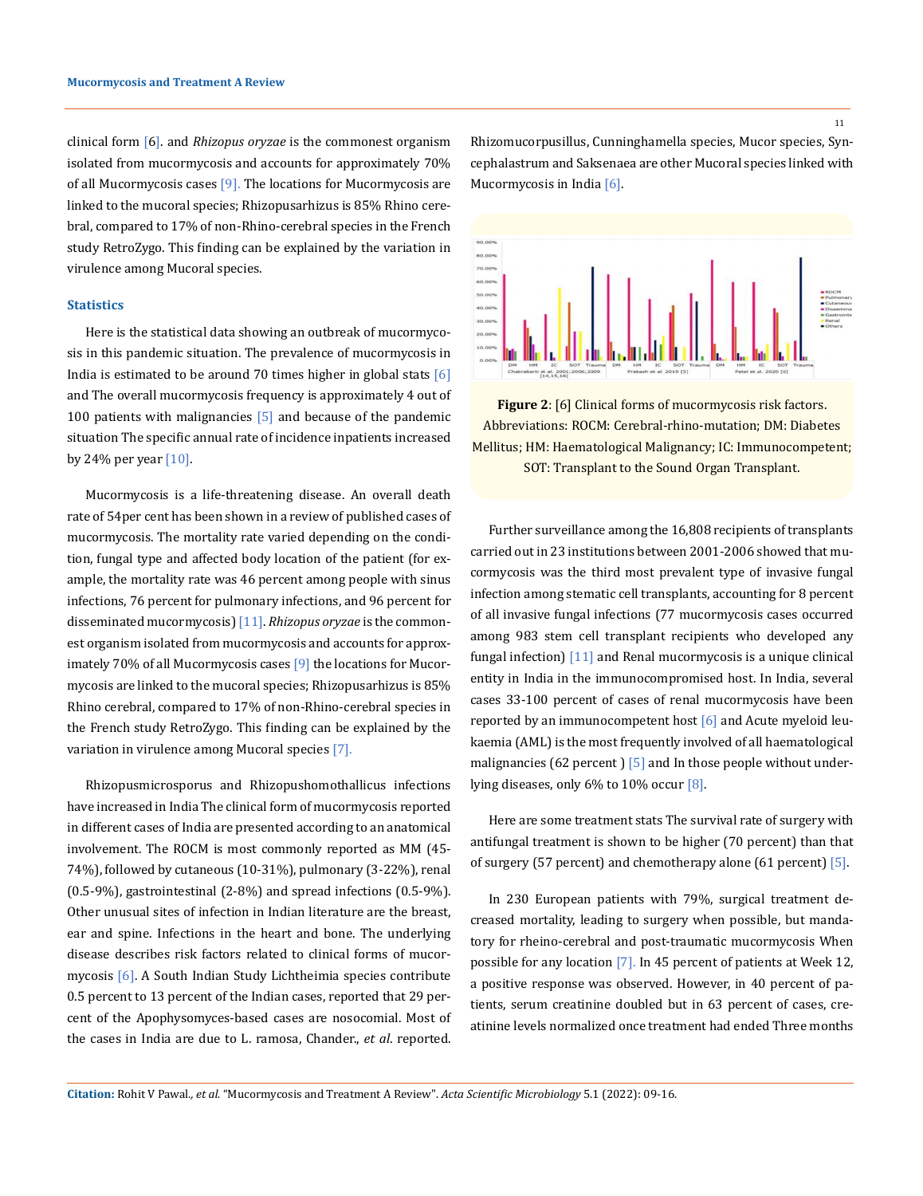clinical form [6]. and *Rhizopus oryzae* is the commonest organism isolated from mucormycosis and accounts for approximately 70% of all Mucormycosis cases [9]. The locations for Mucormycosis are linked to the mucoral species; Rhizopusarhizus is 85% Rhino cerebral, compared to 17% of non-Rhino-cerebral species in the French study RetroZygo. This finding can be explained by the variation in virulence among Mucoral species.

### Statistics

Here is the statistical data showing an outbreak of mucormycosis in this pandemic situation. The prevalence of mucormycosis in India is estimated to be around 70 times higher in global stats [6] and The overall mucormycosis frequency is approximately 4 out of 100 patients with malignancies [5] and because of the pandemic situation The specific annual rate of incidence inpatients increased by 24% per year [10].

Mucormycosis is a life-threatening disease. An overall death rate of 54per cent has been shown in a review of published cases of mucormycosis. The mortality rate varied depending on the condition, fungal type and affected body location of the patient (for example, the mortality rate was 46 percent among people with sinus infections, 76 percent for pulmonary infections, and 96 percent for disseminated mucormycosis) [11]. *Rhizopus oryzae* is the commonest organism isolated from mucormycosis and accounts for approximately 70% of all Mucormycosis cases [9] the locations for Mucormycosis are linked to the mucoral species; Rhizopusarhizus is 85% Rhino cerebral, compared to 17% of non-Rhino-cerebral species in the French study RetroZygo. This finding can be explained by the variation in virulence among Mucoral species [7].

Rhizopusmicrosporus and Rhizopushomothallicus infections have increased in India The clinical form of mucormycosis reported in different cases of India are presented according to an anatomical involvement. The ROCM is most commonly reported as MM (45-74%), followed by cutaneous (10-31%), pulmonary (3-22%), renal (0.5-9%), gastrointestinal (2-8%) and spread infections (0.5-9%). Other unusual sites of infection in Indian literature are the breast, ear and spine. Infections in the heart and bone. The underlying disease describes risk factors related to clinical forms of mucormycosis [6]. A South Indian Study Lichtheimia species contribute 0.5 percent to 13 percent of the Indian cases, reported that 29 percent of the Apophysomyces-based cases are nosocomial. Most of the cases in India are due to L. ramosa, Chander., *et al*. reported. Rhizomucorpusillus, Cunninghamella species, Mucor species, Syncephalastrum and Saksenaea are other Mucoral species linked with Mucormycosis in India [6].

**Figure 2**: [6] Clinical forms of mucormycosis risk factors. Abbreviations: ROCM: Cerebral-rhino-mutation; DM: Diabetes Mellitus; HM: Haematological Malignancy; IC: Immunocompetent; SOT: Transplant to the Sound Organ Transplant.

Further surveillance among the 16,808 recipients of transplants carried out in 23 institutions between 2001-2006 showed that mucormycosis was the third most prevalent type of invasive fungal infection among stematic cell transplants, accounting for 8 percent of all invasive fungal infections (77 mucormycosis cases occurred among 983 stem cell transplant recipients who developed any fungal infection) [11] and Renal mucormycosis is a unique clinical entity in India in the immunocompromised host. In India, several cases 33-100 percent of cases of renal mucormycosis have been reported by an immunocompetent host [6] and Acute myeloid leukaemia (AML) is the most frequently involved of all haematological malignancies (62 percent ) [5] and In those people without underlying diseases, only 6% to 10% occur [8].

Here are some treatment stats The survival rate of surgery with antifungal treatment is shown to be higher (70 percent) than that of surgery (57 percent) and chemotherapy alone (61 percent) [5].

In 230 European patients with 79%, surgical treatment decreased mortality, leading to surgery when possible, but mandatory for rheino-cerebral and post-traumatic mucormycosis When possible for any location [7]. In 45 percent of patients at Week 12, a positive response was observed. However, in 40 percent of patients, serum creatinine doubled but in 63 percent of cases, creatinine levels normalized once treatment had ended Three months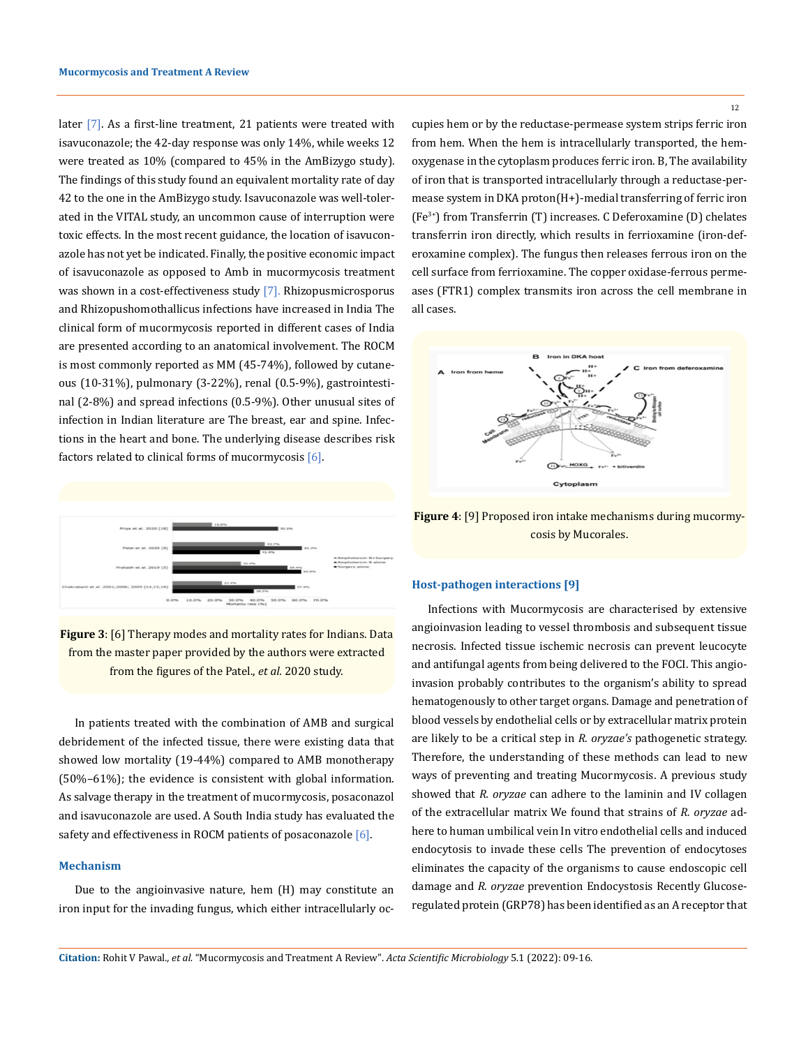later [7]. As a first-line treatment, 21 patients were treated with isavuconazole; the 42-day response was only 14%, while weeks 12 were treated as 10% (compared to 45% in the AmBizygo study). The findings of this study found an equivalent mortality rate of day 42 to the one in the AmBizygo study. Isavuconazole was well-tolerated in the VITAL study, an uncommon cause of interruption were toxic effects. In the most recent guidance, the location of isavuconazole has not yet be indicated. Finally, the positive economic impact of isavuconazole as opposed to Amb in mucormycosis treatment was shown in a cost-effectiveness study [7]. Rhizopusmicrosporus and Rhizopushomothallicus infections have increased in India The clinical form of mucormycosis reported in different cases of India are presented according to an anatomical involvement. The ROCM is most commonly reported as MM (45-74%), followed by cutaneous (10-31%), pulmonary (3-22%), renal (0.5-9%), gastrointestinal (2-8%) and spread infections (0.5-9%). Other unusual sites of infection in Indian literature are The breast, ear and spine. Infections in the heart and bone. The underlying disease describes risk factors related to clinical forms of mucormycosis [6].

**Figure 3**: [6] Therapy modes and mortality rates for Indians. Data from the master paper provided by the authors were extracted from the figures of the Patel., *et al.* 2020 study.

In patients treated with the combination of AMB and surgical debridement of the infected tissue, there were existing data that showed low mortality (19-44%) compared to AMB monotherapy (50%–61%); the evidence is consistent with global information. As salvage therapy in the treatment of mucormycosis, posaconazol and isavuconazole are used. A South India study has evaluated the safety and effectiveness in ROCM patients of posaconazole [6].

### Mechanism

Due to the angioinvasive nature, hem (H) may constitute an iron input for the invading fungus, which either intracellularly occupies hem or by the reductase-permease system strips ferric iron from hem. When the hem is intracellularly transported, the hemoxygenase in the cytoplasm produces ferric iron. B, The availability of iron that is transported intracellularly through a reductase-permease system in DKA proton(H+)-medial transferring of ferric iron ($Fe^{3+}$) from Transferrin (T) increases. C Deferoxamine (D) chelates transferrin iron directly, which results in ferrioxamine (iron-deferoxamine complex). The fungus then releases ferrous iron on the cell surface from ferrioxamine. The copper oxidase-ferrous permeases (FTR1) complex transmits iron across the cell membrane in all cases.

**Figure 4**: [9] Proposed iron intake mechanisms during mucormycosis by Mucorales.

### Host-pathogen interactions [9]

Infections with Mucormycosis are characterised by extensive angioinvasion leading to vessel thrombosis and subsequent tissue necrosis. Infected tissue ischemic necrosis can prevent leucocyte and antifungal agents from being delivered to the FOCI. This angioinvasion probably contributes to the organism's ability to spread hematogenously to other target organs. Damage and penetration of blood vessels by endothelial cells or by extracellular matrix protein are likely to be a critical step in *R. oryzae's* pathogenetic strategy. Therefore, the understanding of these methods can lead to new ways of preventing and treating Mucormycosis. A previous study showed that *R. oryzae* can adhere to the laminin and IV collagen of the extracellular matrix We found that strains of *R. oryzae* adhere to human umbilical vein In vitro endothelial cells and induced endocytosis to invade these cells The prevention of endocytoses eliminates the capacity of the organisms to cause endoscopic cell damage and *R. oryzae* prevention Endocystosis Recently Glucose-regulated protein (GRP78) has been identified as an A receptor that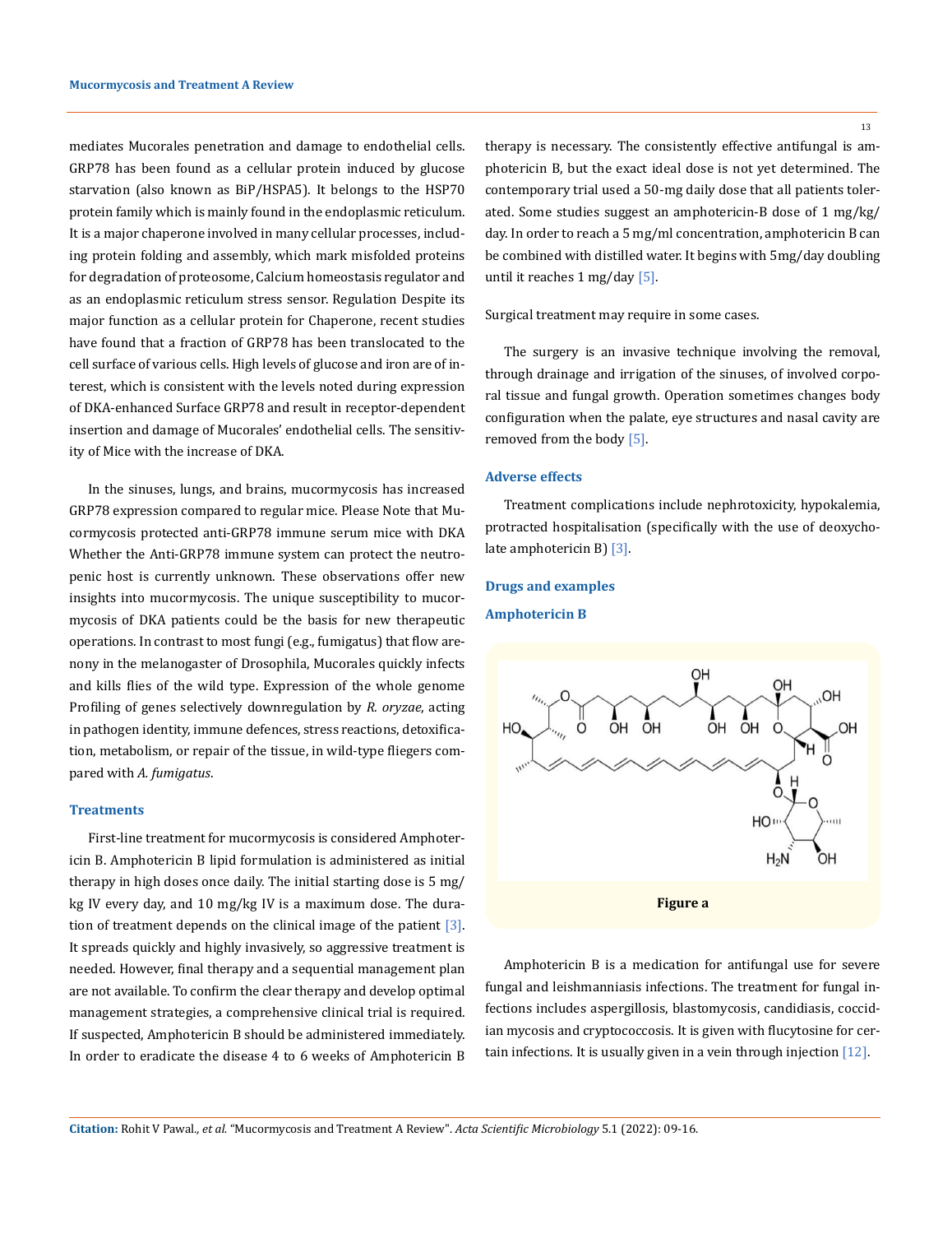mediates Mucorales penetration and damage to endothelial cells. GRP78 has been found as a cellular protein induced by glucose starvation (also known as BiP/HSPA5). It belongs to the HSP70 protein family which is mainly found in the endoplasmic reticulum. It is a major chaperone involved in many cellular processes, including protein folding and assembly, which mark misfolded proteins for degradation of proteosome, Calcium homeostasis regulator and as an endoplasmic reticulum stress sensor. Regulation Despite its major function as a cellular protein for Chaperone, recent studies have found that a fraction of GRP78 has been translocated to the cell surface of various cells. High levels of glucose and iron are of interest, which is consistent with the levels noted during expression of DKA-enhanced Surface GRP78 and result in receptor-dependent insertion and damage of Mucorales' endothelial cells. The sensitivity of Mice with the increase of DKA.

In the sinuses, lungs, and brains, mucormycosis has increased GRP78 expression compared to regular mice. Please Note that Mucormycosis protected anti-GRP78 immune serum mice with DKA Whether the Anti-GRP78 immune system can protect the neutropenic host is currently unknown. These observations offer new insights into mucormycosis. The unique susceptibility to mucormycosis of DKA patients could be the basis for new therapeutic operations. In contrast to most fungi (e.g., fumigatus) that flow arenony in the melanogaster of Drosophila, Mucorales quickly infects and kills flies of the wild type. Expression of the whole genome Profiling of genes selectively downregulation by *R. oryzae*, acting in pathogen identity, immune defences, stress reactions, detoxification, metabolism, or repair of the tissue, in wild-type fliegers compared with *A. fumigatus*.

### Treatments

First-line treatment for mucormycosis is considered Amphotericin B. Amphotericin B lipid formulation is administered as initial therapy in high doses once daily. The initial starting dose is 5 mg/kg IV every day, and 10 mg/kg IV is a maximum dose. The duration of treatment depends on the clinical image of the patient [3]. It spreads quickly and highly invasively, so aggressive treatment is needed. However, final therapy and a sequential management plan are not available. To confirm the clear therapy and develop optimal management strategies, a comprehensive clinical trial is required. If suspected, Amphotericin B should be administered immediately. In order to eradicate the disease 4 to 6 weeks of Amphotericin B therapy is necessary. The consistently effective antifungal is amphotericin B, but the exact ideal dose is not yet determined. The contemporary trial used a 50-mg daily dose that all patients tolerated. Some studies suggest an amphotericin-B dose of 1 mg/kg/day. In order to reach a 5 mg/ml concentration, amphotericin B can be combined with distilled water. It begins with 5mg/day doubling until it reaches 1 mg/day [5].

Surgical treatment may require in some cases.

The surgery is an invasive technique involving the removal, through drainage and irrigation of the sinuses, of involved corporal tissue and fungal growth. Operation sometimes changes body configuration when the palate, eye structures and nasal cavity are removed from the body [5].

### Adverse effects

Treatment complications include nephrotoxicity, hypokalemia, protracted hospitalisation (specifically with the use of deoxycholate amphotericin B) [3].

### Drugs and examples

### Amphotericin B

**Figure a**

Amphotericin B is a medication for antifungal use for severe fungal and leishmanniasis infections. The treatment for fungal infections includes aspergillosis, blastomycosis, candidiasis, coccidian mycosis and cryptococcosis. It is given with flucytosine for certain infections. It is usually given in a vein through injection [12].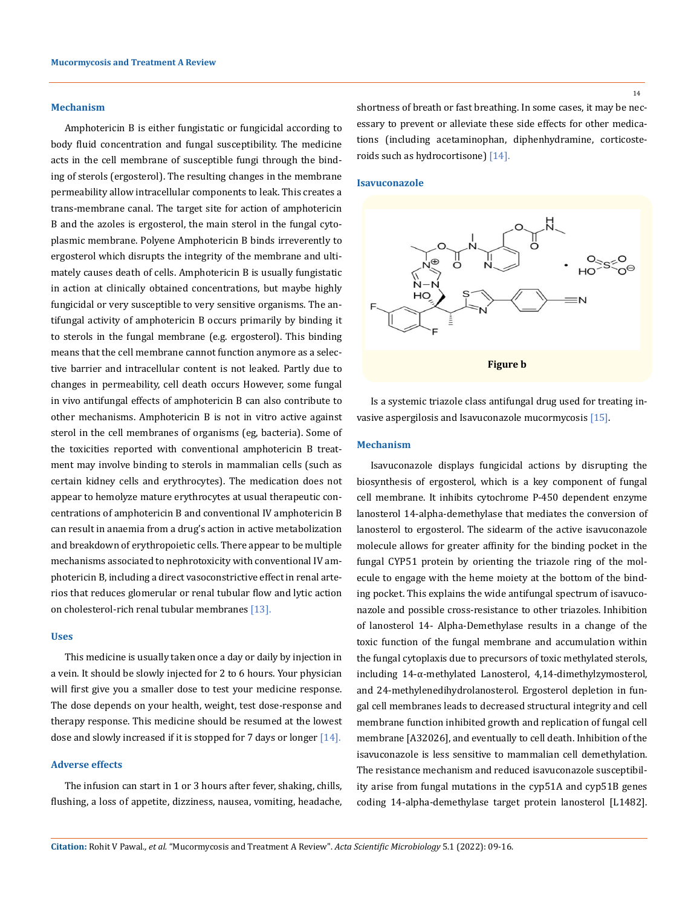### Mechanism

Amphotericin B is either fungistatic or fungicidal according to body fluid concentration and fungal susceptibility. The medicine acts in the cell membrane of susceptible fungi through the binding of sterols (ergosterol). The resulting changes in the membrane permeability allow intracellular components to leak. This creates a trans-membrane canal. The target site for action of amphotericin B and the azoles is ergosterol, the main sterol in the fungal cytoplasmic membrane. Polyene Amphotericin B binds irreverently to ergosterol which disrupts the integrity of the membrane and ultimately causes death of cells. Amphotericin B is usually fungistatic in action at clinically obtained concentrations, but maybe highly fungicidal or very susceptible to very sensitive organisms. The antifungal activity of amphotericin B occurs primarily by binding it to sterols in the fungal membrane (e.g. ergosterol). This binding means that the cell membrane cannot function anymore as a selective barrier and intracellular content is not leaked. Partly due to changes in permeability, cell death occurs However, some fungal in vivo antifungal effects of amphotericin B can also contribute to other mechanisms. Amphotericin B is not in vitro active against sterol in the cell membranes of organisms (eg, bacteria). Some of the toxicities reported with conventional amphotericin B treatment may involve binding to sterols in mammalian cells (such as certain kidney cells and erythrocytes). The medication does not appear to hemolyze mature erythrocytes at usual therapeutic concentrations of amphotericin B and conventional IV amphotericin B can result in anaemia from a drug's action in active metabolization and breakdown of erythropoietic cells. There appear to be multiple mechanisms associated to nephrotoxicity with conventional IV amphotericin B, including a direct vasoconstrictive effect in renal arterios that reduces glomerular or renal tubular flow and lytic action on cholesterol-rich renal tubular membranes [13].

### Uses

This medicine is usually taken once a day or daily by injection in a vein. It should be slowly injected for 2 to 6 hours. Your physician will first give you a smaller dose to test your medicine response. The dose depends on your health, weight, test dose-response and therapy response. This medicine should be resumed at the lowest dose and slowly increased if it is stopped for 7 days or longer [14].

### Adverse effects

The infusion can start in 1 or 3 hours after fever, shaking, chills, flushing, a loss of appetite, dizziness, nausea, vomiting, headache, shortness of breath or fast breathing. In some cases, it may be necessary to prevent or alleviate these side effects for other medications (including acetaminophan, diphenhydramine, corticosteroids such as hydrocortisone) [14].

### Isavuconazole

**Figure b**

Is a systemic triazole class antifungal drug used for treating invasive aspergilosis and Isavuconazole mucormycosis [15].

### Mechanism

Isavuconazole displays fungicidal actions by disrupting the biosynthesis of ergosterol, which is a key component of fungal cell membrane. It inhibits cytochrome P-450 dependent enzyme lanosterol 14-alpha-demethylase that mediates the conversion of lanosterol to ergosterol. The sidearm of the active isavuconazole molecule allows for greater affinity for the binding pocket in the fungal CYP51 protein by orienting the triazole ring of the molecule to engage with the heme moiety at the bottom of the binding pocket. This explains the wide antifungal spectrum of isavuconazole and possible cross-resistance to other triazoles. Inhibition of lanosterol 14- Alpha-Demethylase results in a change of the toxic function of the fungal membrane and accumulation within the fungal cytoplaxis due to precursors of toxic methylated sterols, including 14-α-methylated Lanosterol, 4,14-dimethylzymosterol, and 24-methylenedihydrolanosterol. Ergosterol depletion in fungal cell membranes leads to decreased structural integrity and cell membrane function inhibited growth and replication of fungal cell membrane [A32026], and eventually to cell death. Inhibition of the isavuconazole is less sensitive to mammalian cell demethylation. The resistance mechanism and reduced isavuconazole susceptibility arise from fungal mutations in the cyp51A and cyp51B genes coding 14-alpha-demethylase target protein lanosterol [L1482].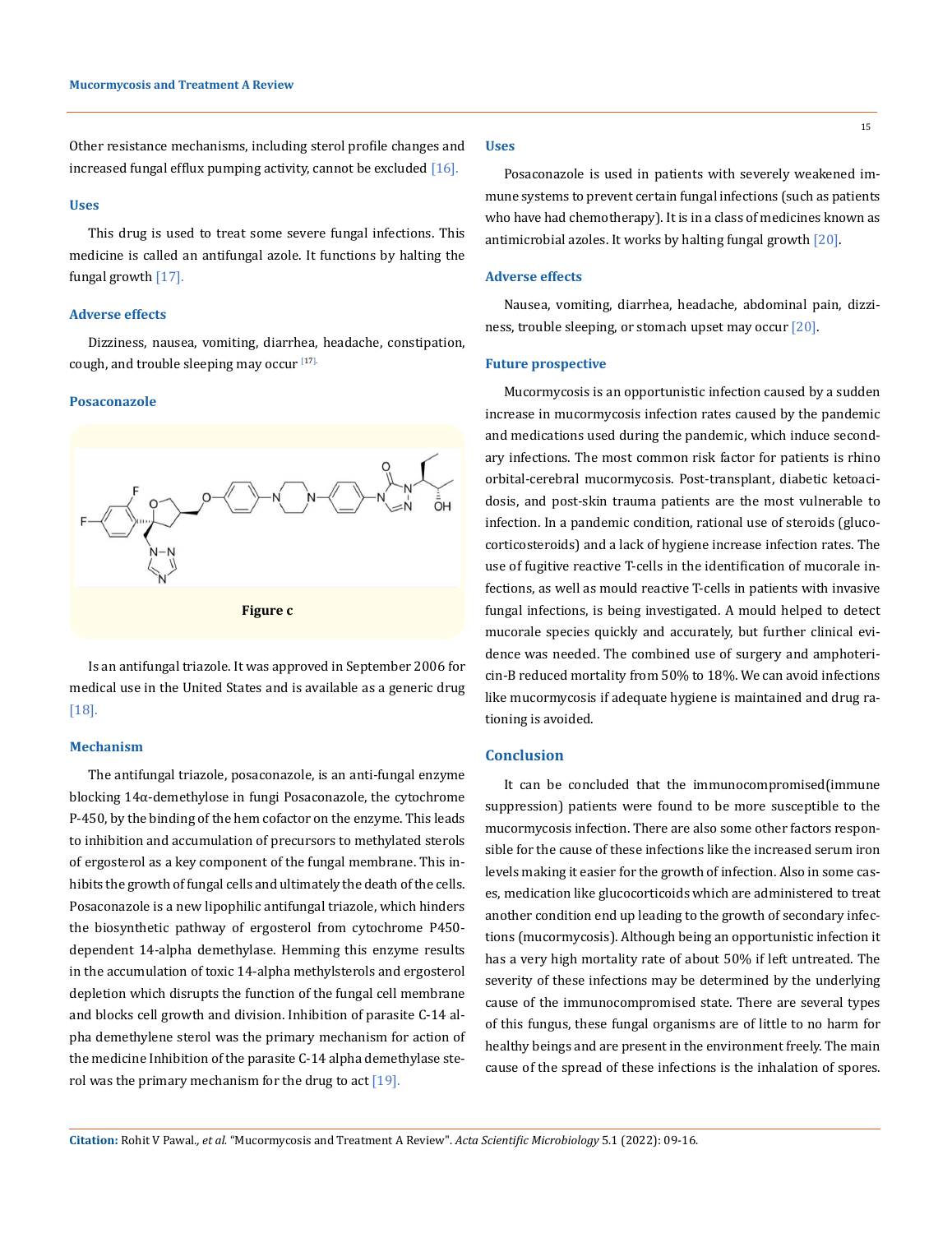Other resistance mechanisms, including sterol profile changes and increased fungal efflux pumping activity, cannot be excluded [16].

### Uses

This drug is used to treat some severe fungal infections. This medicine is called an antifungal azole. It functions by halting the fungal growth [17].

### Adverse effects

Dizziness, nausea, vomiting, diarrhea, headache, constipation, cough, and trouble sleeping may occur [17].

### Posaconazole

**Figure c**

Is an antifungal triazole. It was approved in September 2006 for medical use in the United States and is available as a generic drug [18].

### Mechanism

The antifungal triazole, posaconazole, is an anti-fungal enzyme blocking 14α-demethylose in fungi Posaconazole, the cytochrome P-450, by the binding of the hem cofactor on the enzyme. This leads to inhibition and accumulation of precursors to methylated sterols of ergosterol as a key component of the fungal membrane. This inhibits the growth of fungal cells and ultimately the death of the cells. Posaconazole is a new lipophilic antifungal triazole, which hinders the biosynthetic pathway of ergosterol from cytochrome P450-dependent 14-alpha demethylase. Hemming this enzyme results in the accumulation of toxic 14-alpha methylsterols and ergosterol depletion which disrupts the function of the fungal cell membrane and blocks cell growth and division. Inhibition of parasite C-14 alpha demethylene sterol was the primary mechanism for action of the medicine Inhibition of the parasite C-14 alpha demethylase sterol was the primary mechanism for the drug to act [19].

### Uses

Posaconazole is used in patients with severely weakened immune systems to prevent certain fungal infections (such as patients who have had chemotherapy). It is in a class of medicines known as antimicrobial azoles. It works by halting fungal growth [20].

### Adverse effects

Nausea, vomiting, diarrhea, headache, abdominal pain, dizziness, trouble sleeping, or stomach upset may occur [20].

### Future prospective

Mucormycosis is an opportunistic infection caused by a sudden increase in mucormycosis infection rates caused by the pandemic and medications used during the pandemic, which induce secondary infections. The most common risk factor for patients is rhino orbital-cerebral mucormycosis. Post-transplant, diabetic ketoacidosis, and post-skin trauma patients are the most vulnerable to infection. In a pandemic condition, rational use of steroids (glucocorticosteroids) and a lack of hygiene increase infection rates. The use of fugitive reactive T-cells in the identification of mucorale infections, as well as mould reactive T-cells in patients with invasive fungal infections, is being investigated. A mould helped to detect mucorale species quickly and accurately, but further clinical evidence was needed. The combined use of surgery and amphotericin-B reduced mortality from 50% to 18%. We can avoid infections like mucormycosis if adequate hygiene is maintained and drug rationing is avoided.

## Conclusion

It can be concluded that the immunocompromised(immune suppression) patients were found to be more susceptible to the mucormycosis infection. There are also some other factors responsible for the cause of these infections like the increased serum iron levels making it easier for the growth of infection. Also in some cases, medication like glucocorticoids which are administered to treat another condition end up leading to the growth of secondary infections (mucormycosis). Although being an opportunistic infection it has a very high mortality rate of about 50% if left untreated. The severity of these infections may be determined by the underlying cause of the immunocompromised state. There are several types of this fungus, these fungal organisms are of little to no harm for healthy beings and are present in the environment freely. The main cause of the spread of these infections is the inhalation of spores.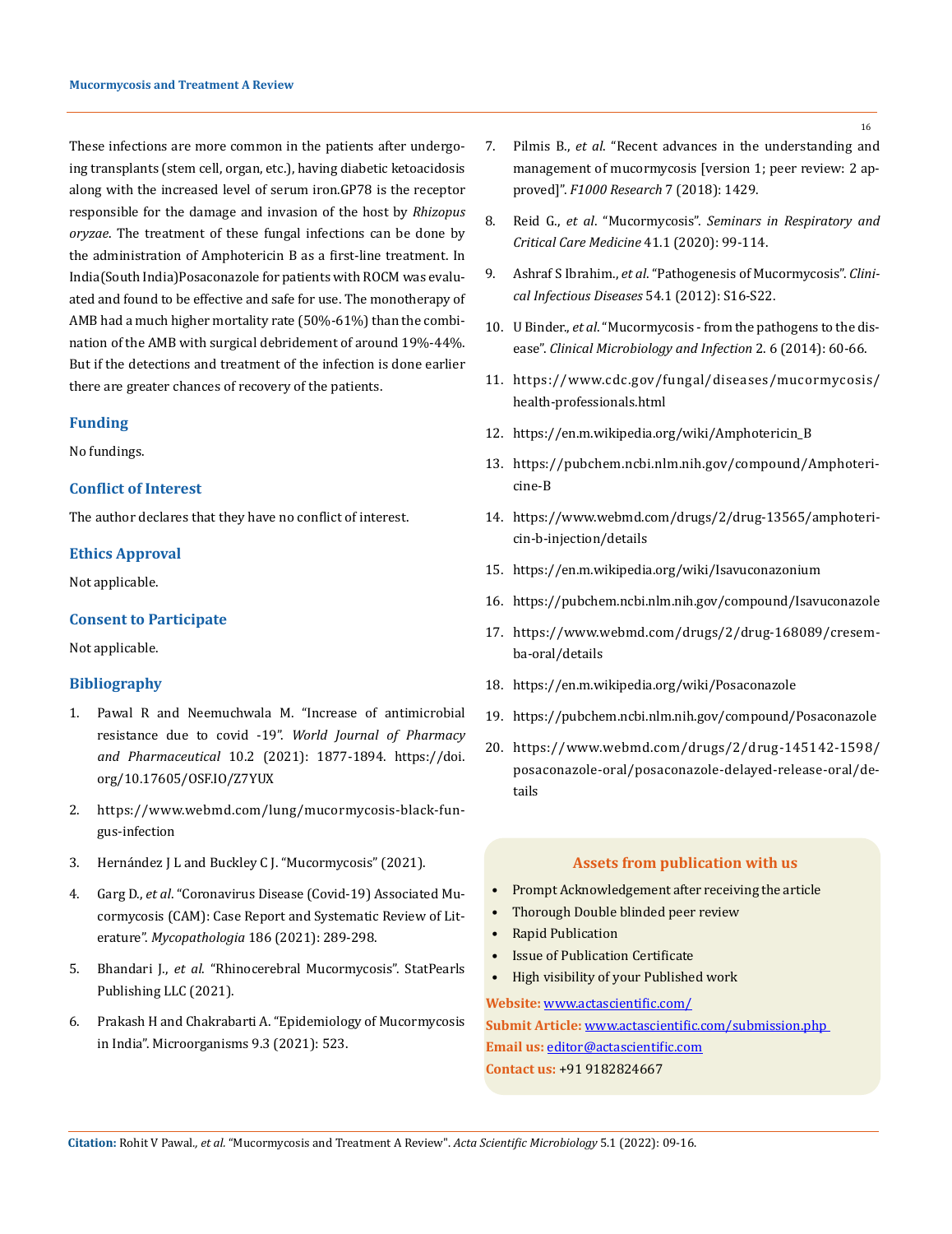These infections are more common in the patients after undergoing transplants (stem cell, organ, etc.), having diabetic ketoacidosis along with the increased level of serum iron.GP78 is the receptor responsible for the damage and invasion of the host by *Rhizopus oryzae*. The treatment of these fungal infections can be done by the administration of Amphotericin B as a first-line treatment. In India(South India)Posaconazole for patients with ROCM was evaluated and found to be effective and safe for use. The monotherapy of AMB had a much higher mortality rate (50%-61%) than the combination of the AMB with surgical debridement of around 19%-44%. But if the detections and treatment of the infection is done earlier there are greater chances of recovery of the patients.

## Funding

No fundings.

## Conflict of Interest

The author declares that they have no conflict of interest.

## Ethics Approval

Not applicable.

## Consent to Participate

Not applicable.

## Bibliography

1. Pawal R and Neemuchwala M. "Increase of antimicrobial resistance due to covid -19". *World Journal of Pharmacy and Pharmaceutical* 10.2 (2021): 1877-1894. https://doi.org/10.17605/OSF.IO/Z7YUX
2. https://www.webmd.com/lung/mucormycosis-black-fungus-infection
3. Hernández J L and Buckley C J. "Mucormycosis" (2021).
4. Garg D., *et al*. "Coronavirus Disease (Covid-19) Associated Mucormycosis (CAM): Case Report and Systematic Review of Literature". *Mycopathologia* 186 (2021): 289-298.
5. Bhandari J., *et al*. "Rhinocerebral Mucormycosis". StatPearls Publishing LLC (2021).
6. Prakash H and Chakrabarti A. "Epidemiology of Mucormycosis in India". Microorganisms 9.3 (2021): 523.
7. Pilmis B., *et al*. "Recent advances in the understanding and management of mucormycosis [version 1; peer review: 2 approved]". *F1000 Research* 7 (2018): 1429.
8. Reid G., *et al*. "Mucormycosis". *Seminars in Respiratory and Critical Care Medicine* 41.1 (2020): 99-114.
9. Ashraf S Ibrahim., *et al*. "Pathogenesis of Mucormycosis". *Clinical Infectious Diseases* 54.1 (2012): S16-S22.
10. U Binder., *et al*. "Mucormycosis - from the pathogens to the disease". *Clinical Microbiology and Infection* 2. 6 (2014): 60-66.
11. https://www.cdc.gov/fungal/diseases/mucormycosis/health-professionals.html
12. https://en.m.wikipedia.org/wiki/Amphotericin_B
13. https://pubchem.ncbi.nlm.nih.gov/compound/Amphotericine-B
14. https://www.webmd.com/drugs/2/drug-13565/amphotericin-b-injection/details
15. https://en.m.wikipedia.org/wiki/Isavuconazonium
16. https://pubchem.ncbi.nlm.nih.gov/compound/Isavuconazole
17. https://www.webmd.com/drugs/2/drug-168089/cresemba-oral/details
18. https://en.m.wikipedia.org/wiki/Posaconazole
19. https://pubchem.ncbi.nlm.nih.gov/compound/Posaconazole
20. https://www.webmd.com/drugs/2/drug-145142-1598/posaconazole-oral/posaconazole-delayed-release-oral/details

### Assets from publication with us

- Prompt Acknowledgement after receiving the article
- Thorough Double blinded peer review
- Rapid Publication
- Issue of Publication Certificate
- High visibility of your Published work

**Website:** www.actascientific.com/
**Submit Article:** www.actascientific.com/submission.php
**Email us:** editor@actascientific.com
**Contact us:** +91 9182824667